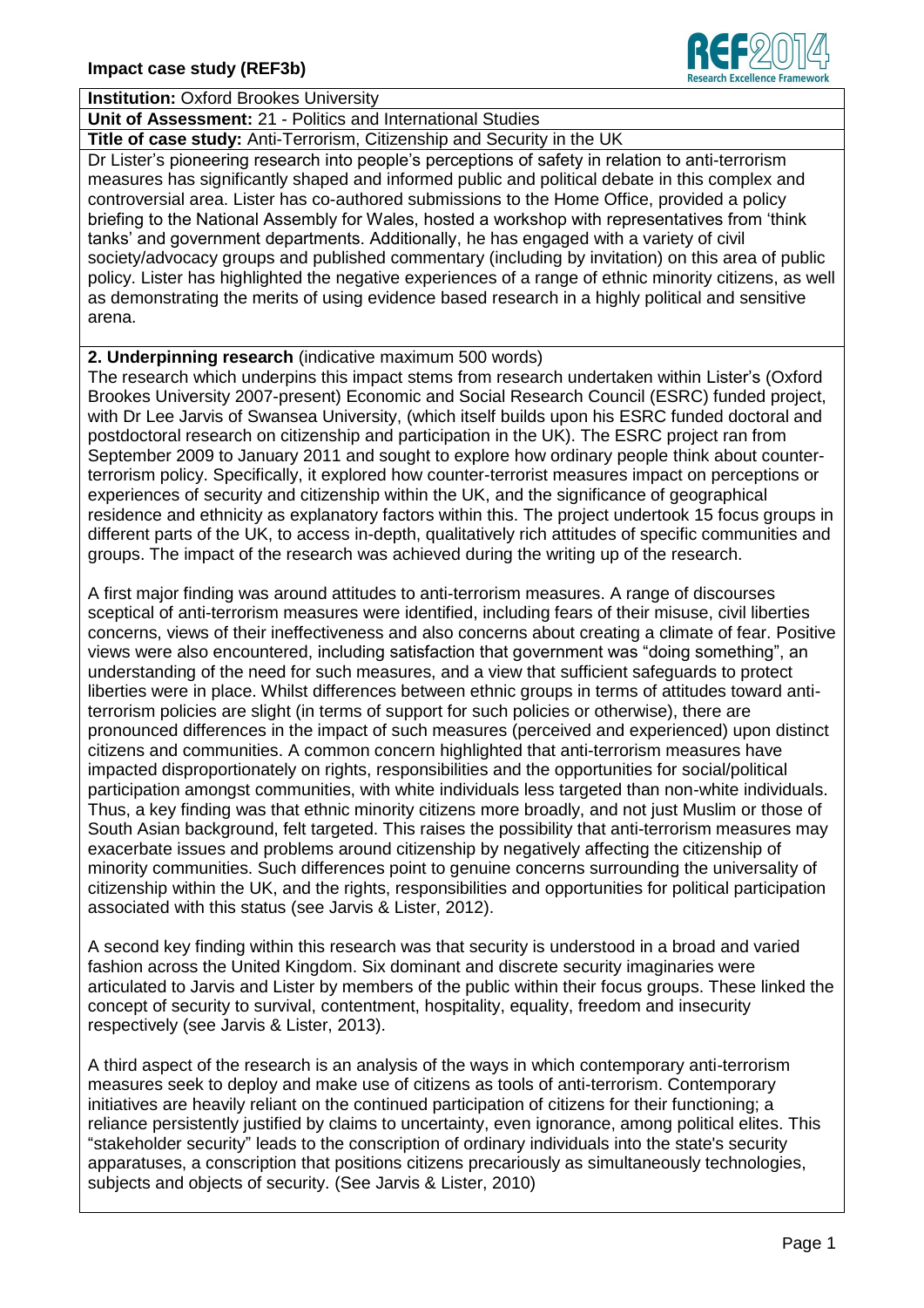**Impact case study (REF3b)**

**Institution:** Oxford Brookes University

**Unit of Assessment:** 21 - Politics and International Studies

**Title of case study:** Anti-Terrorism, Citizenship and Security in the UK

Dr Lister's pioneering research into people's perceptions of safety in relation to anti-terrorism measures has significantly shaped and informed public and political debate in this complex and controversial area. Lister has co-authored submissions to the Home Office, provided a policy briefing to the National Assembly for Wales, hosted a workshop with representatives from 'think tanks' and government departments. Additionally, he has engaged with a variety of civil society/advocacy groups and published commentary (including by invitation) on this area of public policy. Lister has highlighted the negative experiences of a range of ethnic minority citizens, as well as demonstrating the merits of using evidence based research in a highly political and sensitive arena.

## 2. Underpinning research (indicative maximum 500 words)

The research which underpins this impact stems from research undertaken within Lister's (Oxford Brookes University 2007-present) Economic and Social Research Council (ESRC) funded project, with Dr Lee Jarvis of Swansea University, (which itself builds upon his ESRC funded doctoral and postdoctoral research on citizenship and participation in the UK). The ESRC project ran from September 2009 to January 2011 and sought to explore how ordinary people think about counter-terrorism policy. Specifically, it explored how counter-terrorist measures impact on perceptions or experiences of security and citizenship within the UK, and the significance of geographical residence and ethnicity as explanatory factors within this. The project undertook 15 focus groups in different parts of the UK, to access in-depth, qualitatively rich attitudes of specific communities and groups. The impact of the research was achieved during the writing up of the research.

A first major finding was around attitudes to anti-terrorism measures. A range of discourses sceptical of anti-terrorism measures were identified, including fears of their misuse, civil liberties concerns, views of their ineffectiveness and also concerns about creating a climate of fear. Positive views were also encountered, including satisfaction that government was "doing something", an understanding of the need for such measures, and a view that sufficient safeguards to protect liberties were in place. Whilst differences between ethnic groups in terms of attitudes toward anti-terrorism policies are slight (in terms of support for such policies or otherwise), there are pronounced differences in the impact of such measures (perceived and experienced) upon distinct citizens and communities. A common concern highlighted that anti-terrorism measures have impacted disproportionately on rights, responsibilities and the opportunities for social/political participation amongst communities, with white individuals less targeted than non-white individuals. Thus, a key finding was that ethnic minority citizens more broadly, and not just Muslim or those of South Asian background, felt targeted. This raises the possibility that anti-terrorism measures may exacerbate issues and problems around citizenship by negatively affecting the citizenship of minority communities. Such differences point to genuine concerns surrounding the universality of citizenship within the UK, and the rights, responsibilities and opportunities for political participation associated with this status (see Jarvis & Lister, 2012).

A second key finding within this research was that security is understood in a broad and varied fashion across the United Kingdom. Six dominant and discrete security imaginaries were articulated to Jarvis and Lister by members of the public within their focus groups. These linked the concept of security to survival, contentment, hospitality, equality, freedom and insecurity respectively (see Jarvis & Lister, 2013).

A third aspect of the research is an analysis of the ways in which contemporary anti-terrorism measures seek to deploy and make use of citizens as tools of anti-terrorism. Contemporary initiatives are heavily reliant on the continued participation of citizens for their functioning; a reliance persistently justified by claims to uncertainty, even ignorance, among political elites. This "stakeholder security" leads to the conscription of ordinary individuals into the state's security apparatuses, a conscription that positions citizens precariously as simultaneously technologies, subjects and objects of security. (See Jarvis & Lister, 2010)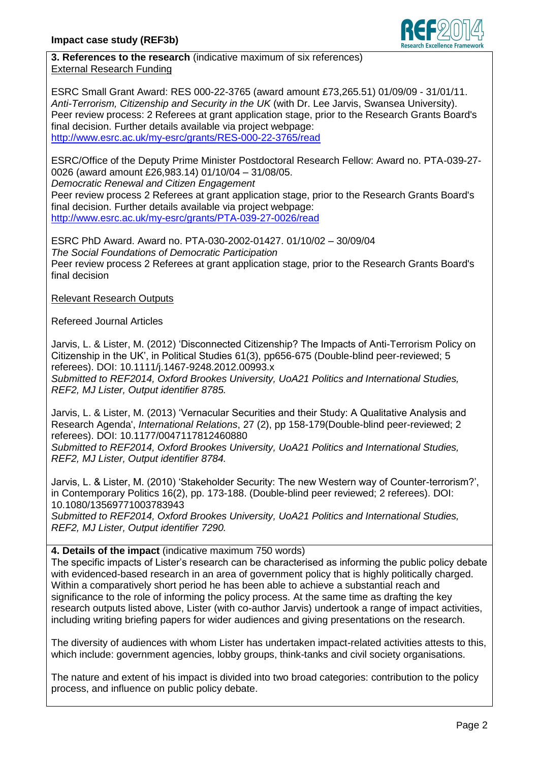**3. References to the research** (indicative maximum of six references)

External Research Funding

ESRC Small Grant Award: RES 000-22-3765 (award amount £73,265.51) 01/09/09 - 31/01/11. *Anti-Terrorism, Citizenship and Security in the UK* (with Dr. Lee Jarvis, Swansea University). Peer review process: 2 Referees at grant application stage, prior to the Research Grants Board's final decision. Further details available via project webpage: http://www.esrc.ac.uk/my-esrc/grants/RES-000-22-3765/read

ESRC/Office of the Deputy Prime Minister Postdoctoral Research Fellow: Award no. PTA-039-27-0026 (award amount £26,983.14) 01/10/04 – 31/08/05.
*Democratic Renewal and Citizen Engagement*
Peer review process 2 Referees at grant application stage, prior to the Research Grants Board's final decision. Further details available via project webpage: http://www.esrc.ac.uk/my-esrc/grants/PTA-039-27-0026/read

ESRC PhD Award. Award no. PTA-030-2002-01427. 01/10/02 – 30/09/04
*The Social Foundations of Democratic Participation*
Peer review process 2 Referees at grant application stage, prior to the Research Grants Board's final decision

Relevant Research Outputs

Refereed Journal Articles

Jarvis, L. & Lister, M. (2012) 'Disconnected Citizenship? The Impacts of Anti-Terrorism Policy on Citizenship in the UK', in Political Studies 61(3), pp656-675 (Double-blind peer-reviewed; 5 referees). DOI: 10.1111/j.1467-9248.2012.00993.x
*Submitted to REF2014, Oxford Brookes University, UoA21 Politics and International Studies, REF2, MJ Lister, Output identifier 8785.*

Jarvis, L. & Lister, M. (2013) 'Vernacular Securities and their Study: A Qualitative Analysis and Research Agenda', *International Relations*, 27 (2), pp 158-179(Double-blind peer-reviewed; 2 referees). DOI: 10.1177/0047117812460880
*Submitted to REF2014, Oxford Brookes University, UoA21 Politics and International Studies, REF2, MJ Lister, Output identifier 8784.*

Jarvis, L. & Lister, M. (2010) 'Stakeholder Security: The new Western way of Counter-terrorism?', in Contemporary Politics 16(2), pp. 173-188. (Double-blind peer reviewed; 2 referees). DOI: 10.1080/13569771003783943
*Submitted to REF2014, Oxford Brookes University, UoA21 Politics and International Studies, REF2, MJ Lister, Output identifier 7290.*

**4. Details of the impact** (indicative maximum 750 words)

The specific impacts of Lister's research can be characterised as informing the public policy debate with evidenced-based research in an area of government policy that is highly politically charged. Within a comparatively short period he has been able to achieve a substantial reach and significance to the role of informing the policy process. At the same time as drafting the key research outputs listed above, Lister (with co-author Jarvis) undertook a range of impact activities, including writing briefing papers for wider audiences and giving presentations on the research.

The diversity of audiences with whom Lister has undertaken impact-related activities attests to this, which include: government agencies, lobby groups, think-tanks and civil society organisations.

The nature and extent of his impact is divided into two broad categories: contribution to the policy process, and influence on public policy debate.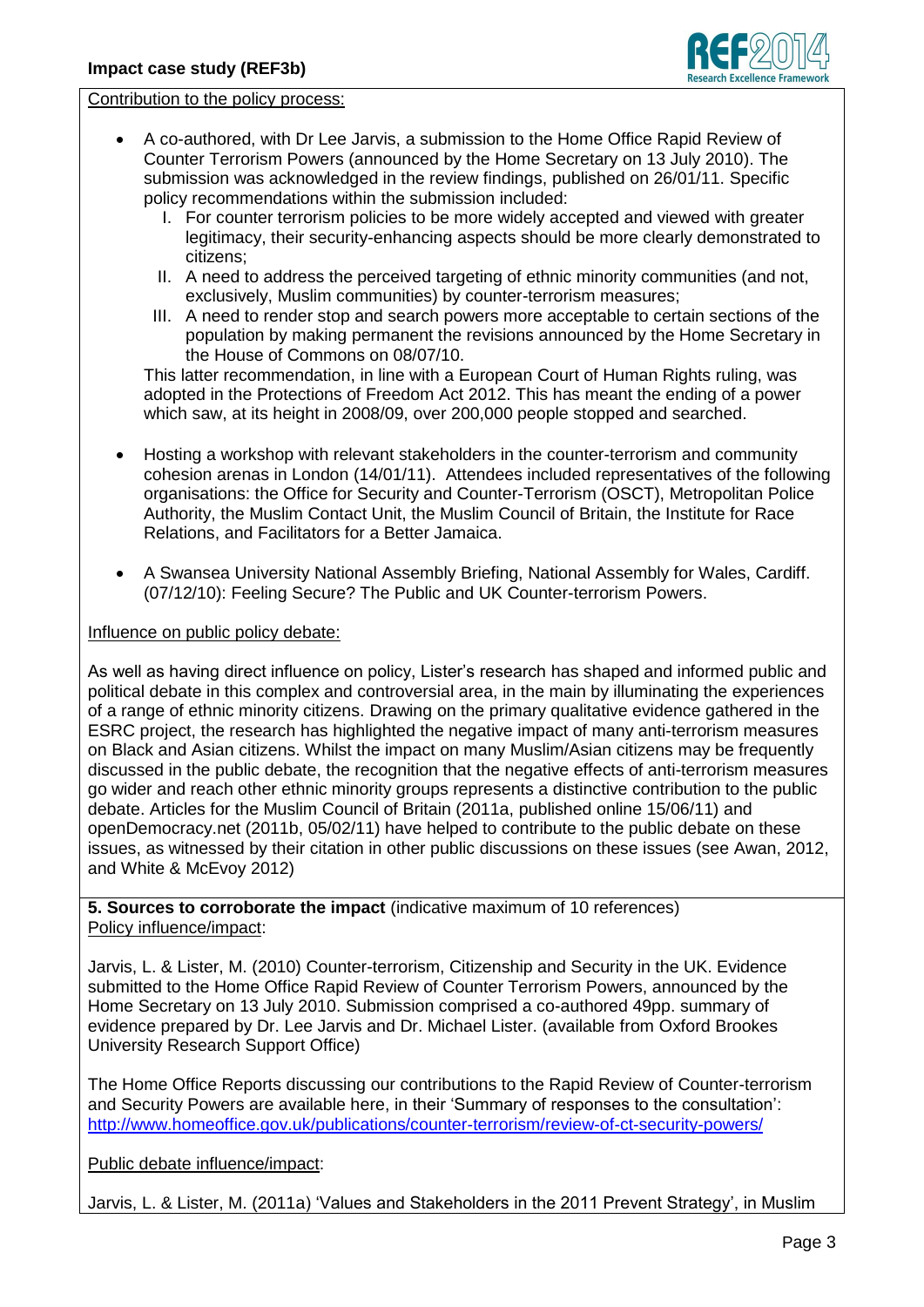Contribution to the policy process:

- A co-authored, with Dr Lee Jarvis, a submission to the Home Office Rapid Review of Counter Terrorism Powers (announced by the Home Secretary on 13 July 2010). The submission was acknowledged in the review findings, published on 26/01/11. Specific policy recommendations within the submission included:
  I. For counter terrorism policies to be more widely accepted and viewed with greater legitimacy, their security-enhancing aspects should be more clearly demonstrated to citizens;
  II. A need to address the perceived targeting of ethnic minority communities (and not, exclusively, Muslim communities) by counter-terrorism measures;
  III. A need to render stop and search powers more acceptable to certain sections of the population by making permanent the revisions announced by the Home Secretary in the House of Commons on 08/07/10.

  This latter recommendation, in line with a European Court of Human Rights ruling, was adopted in the Protections of Freedom Act 2012. This has meant the ending of a power which saw, at its height in 2008/09, over 200,000 people stopped and searched.

- Hosting a workshop with relevant stakeholders in the counter-terrorism and community cohesion arenas in London (14/01/11). Attendees included representatives of the following organisations: the Office for Security and Counter-Terrorism (OSCT), Metropolitan Police Authority, the Muslim Contact Unit, the Muslim Council of Britain, the Institute for Race Relations, and Facilitators for a Better Jamaica.

- A Swansea University National Assembly Briefing, National Assembly for Wales, Cardiff. (07/12/10): Feeling Secure? The Public and UK Counter-terrorism Powers.

Influence on public policy debate:

As well as having direct influence on policy, Lister's research has shaped and informed public and political debate in this complex and controversial area, in the main by illuminating the experiences of a range of ethnic minority citizens. Drawing on the primary qualitative evidence gathered in the ESRC project, the research has highlighted the negative impact of many anti-terrorism measures on Black and Asian citizens. Whilst the impact on many Muslim/Asian citizens may be frequently discussed in the public debate, the recognition that the negative effects of anti-terrorism measures go wider and reach other ethnic minority groups represents a distinctive contribution to the public debate. Articles for the Muslim Council of Britain (2011a, published online 15/06/11) and openDemocracy.net (2011b, 05/02/11) have helped to contribute to the public debate on these issues, as witnessed by their citation in other public discussions on these issues (see Awan, 2012, and White & McEvoy 2012)

**5. Sources to corroborate the impact** (indicative maximum of 10 references)

Policy influence/impact:

Jarvis, L. & Lister, M. (2010) Counter-terrorism, Citizenship and Security in the UK. Evidence submitted to the Home Office Rapid Review of Counter Terrorism Powers, announced by the Home Secretary on 13 July 2010. Submission comprised a co-authored 49pp. summary of evidence prepared by Dr. Lee Jarvis and Dr. Michael Lister. (available from Oxford Brookes University Research Support Office)

The Home Office Reports discussing our contributions to the Rapid Review of Counter-terrorism and Security Powers are available here, in their 'Summary of responses to the consultation': http://www.homeoffice.gov.uk/publications/counter-terrorism/review-of-ct-security-powers/

Public debate influence/impact:

Jarvis, L. & Lister, M. (2011a) 'Values and Stakeholders in the 2011 Prevent Strategy', in Muslim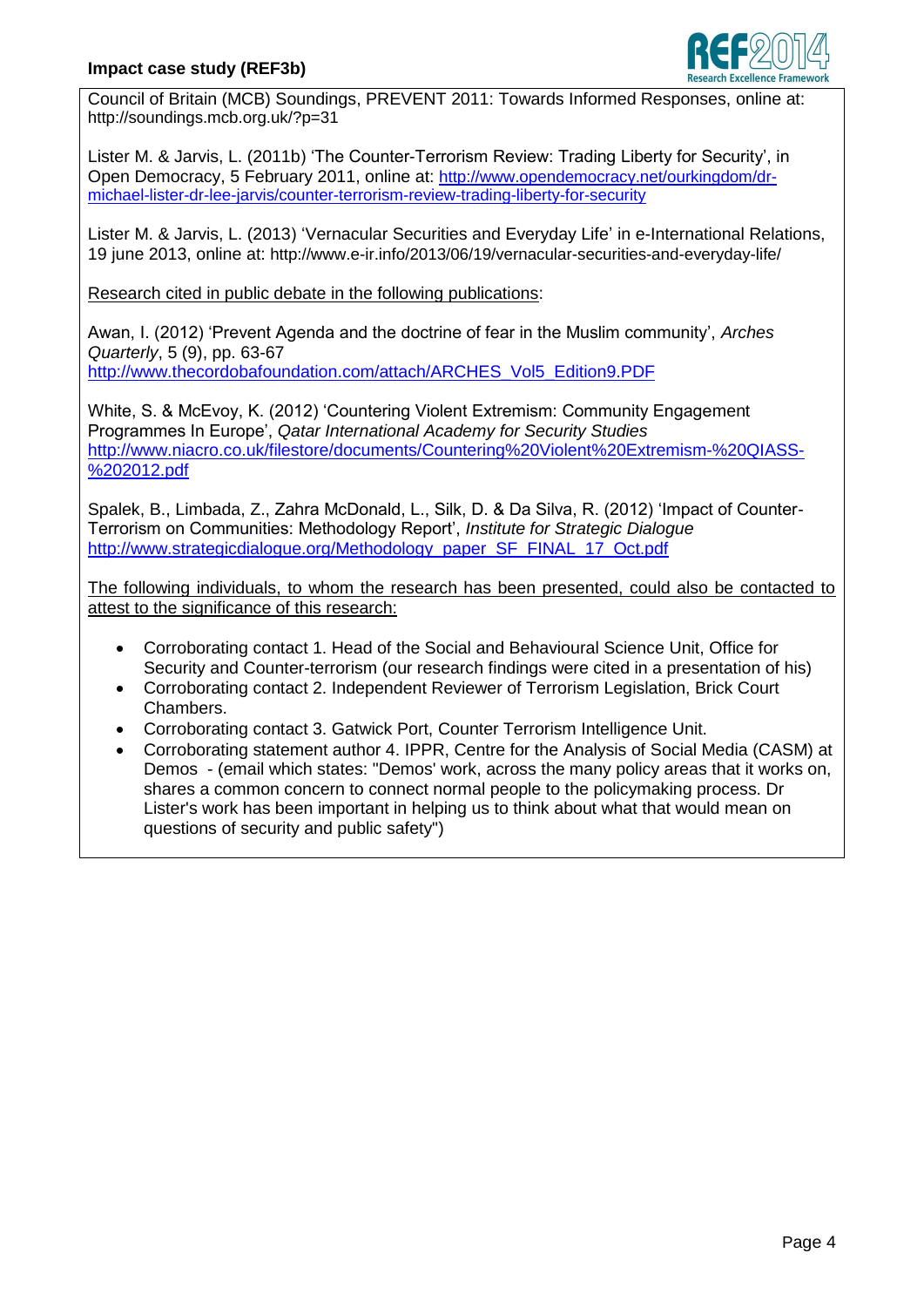Council of Britain (MCB) Soundings, PREVENT 2011: Towards Informed Responses, online at: http://soundings.mcb.org.uk/?p=31

Lister M. & Jarvis, L. (2011b) 'The Counter-Terrorism Review: Trading Liberty for Security', in Open Democracy, 5 February 2011, online at: http://www.opendemocracy.net/ourkingdom/dr-michael-lister-dr-lee-jarvis/counter-terrorism-review-trading-liberty-for-security

Lister M. & Jarvis, L. (2013) 'Vernacular Securities and Everyday Life' in e-International Relations, 19 june 2013, online at: http://www.e-ir.info/2013/06/19/vernacular-securities-and-everyday-life/

Research cited in public debate in the following publications:

Awan, I. (2012) 'Prevent Agenda and the doctrine of fear in the Muslim community', *Arches Quarterly*, 5 (9), pp. 63-67
http://www.thecordobafoundation.com/attach/ARCHES_Vol5_Edition9.PDF

White, S. & McEvoy, K. (2012) 'Countering Violent Extremism: Community Engagement Programmes In Europe', *Qatar International Academy for Security Studies*
http://www.niacro.co.uk/filestore/documents/Countering%20Violent%20Extremism-%20QIASS-%202012.pdf

Spalek, B., Limbada, Z., Zahra McDonald, L., Silk, D. & Da Silva, R. (2012) 'Impact of Counter-Terrorism on Communities: Methodology Report', *Institute for Strategic Dialogue*
http://www.strategicdialogue.org/Methodology_paper_SF_FINAL_17_Oct.pdf

The following individuals, to whom the research has been presented, could also be contacted to attest to the significance of this research:

- Corroborating contact 1. Head of the Social and Behavioural Science Unit, Office for Security and Counter-terrorism (our research findings were cited in a presentation of his)
- Corroborating contact 2. Independent Reviewer of Terrorism Legislation, Brick Court Chambers.
- Corroborating contact 3. Gatwick Port, Counter Terrorism Intelligence Unit.
- Corroborating statement author 4. IPPR, Centre for the Analysis of Social Media (CASM) at Demos - (email which states: "Demos' work, across the many policy areas that it works on, shares a common concern to connect normal people to the policymaking process. Dr Lister's work has been important in helping us to think about what that would mean on questions of security and public safety")